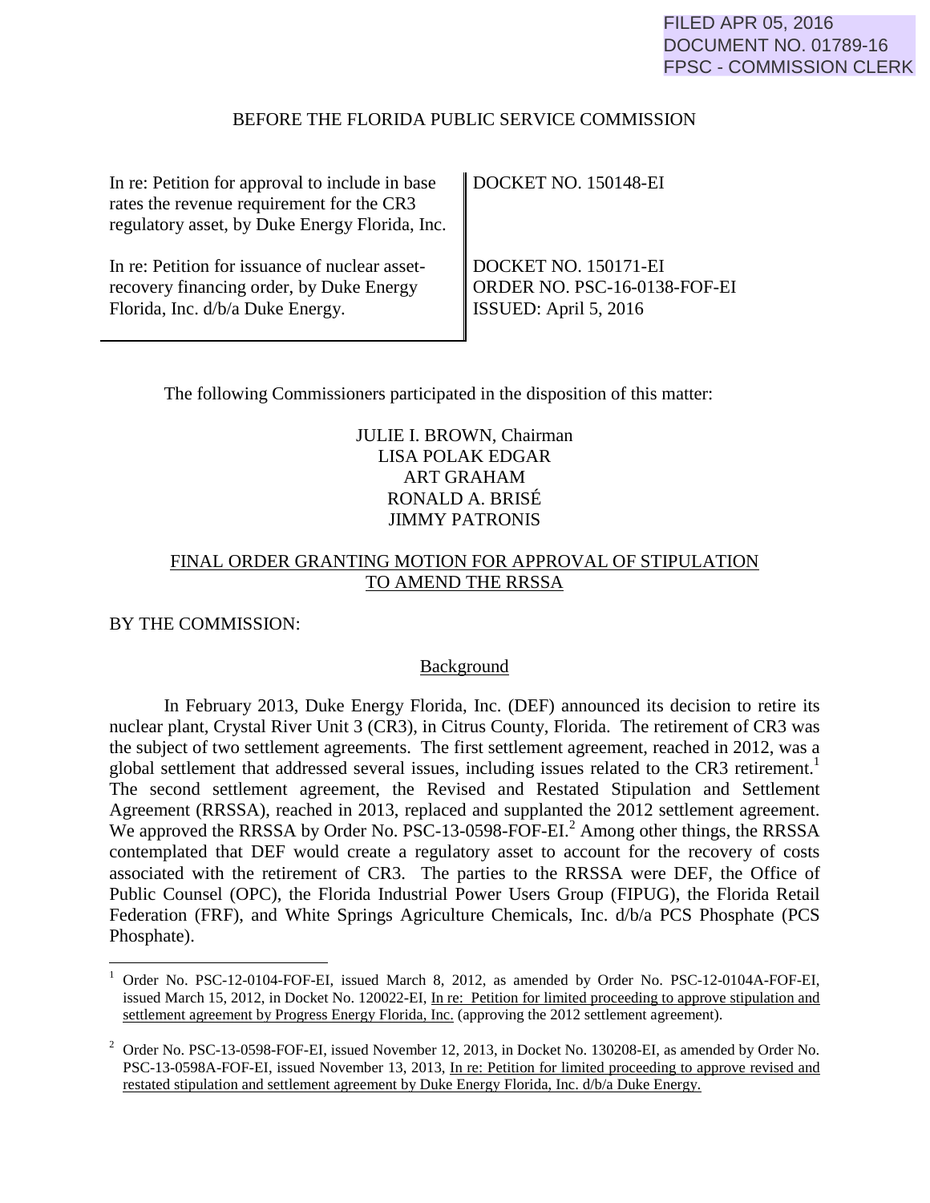FILED APR 05, 2016
DOCUMENT NO. 01789-16
FPSC - COMMISSION CLERK

BEFORE THE FLORIDA PUBLIC SERVICE COMMISSION

| | |
|---|---|
| In re: Petition for approval to include in base rates the revenue requirement for the CR3 regulatory asset, by Duke Energy Florida, Inc. | DOCKET NO. 150148-EI |
| In re: Petition for issuance of nuclear asset-recovery financing order, by Duke Energy Florida, Inc. d/b/a Duke Energy. | DOCKET NO. 150171-EI<br>ORDER NO. PSC-16-0138-FOF-EI<br>ISSUED: April 5, 2016 |

The following Commissioners participated in the disposition of this matter:

JULIE I. BROWN, Chairman
LISA POLAK EDGAR
ART GRAHAM
RONALD A. BRISÉ
JIMMY PATRONIS

## FINAL ORDER GRANTING MOTION FOR APPROVAL OF STIPULATION TO AMEND THE RRSSA

BY THE COMMISSION:

### Background

In February 2013, Duke Energy Florida, Inc. (DEF) announced its decision to retire its nuclear plant, Crystal River Unit 3 (CR3), in Citrus County, Florida. The retirement of CR3 was the subject of two settlement agreements. The first settlement agreement, reached in 2012, was a global settlement that addressed several issues, including issues related to the CR3 retirement.[1] The second settlement agreement, the Revised and Restated Stipulation and Settlement Agreement (RRSSA), reached in 2013, replaced and supplanted the 2012 settlement agreement. We approved the RRSSA by Order No. PSC-13-0598-FOF-EI.[2] Among other things, the RRSSA contemplated that DEF would create a regulatory asset to account for the recovery of costs associated with the retirement of CR3. The parties to the RRSSA were DEF, the Office of Public Counsel (OPC), the Florida Industrial Power Users Group (FIPUG), the Florida Retail Federation (FRF), and White Springs Agriculture Chemicals, Inc. d/b/a PCS Phosphate (PCS Phosphate).

[1] Order No. PSC-12-0104-FOF-EI, issued March 8, 2012, as amended by Order No. PSC-12-0104A-FOF-EI, issued March 15, 2012, in Docket No. 120022-EI, In re: Petition for limited proceeding to approve stipulation and settlement agreement by Progress Energy Florida, Inc. (approving the 2012 settlement agreement).

[2] Order No. PSC-13-0598-FOF-EI, issued November 12, 2013, in Docket No. 130208-EI, as amended by Order No. PSC-13-0598A-FOF-EI, issued November 13, 2013, In re: Petition for limited proceeding to approve revised and restated stipulation and settlement agreement by Duke Energy Florida, Inc. d/b/a Duke Energy.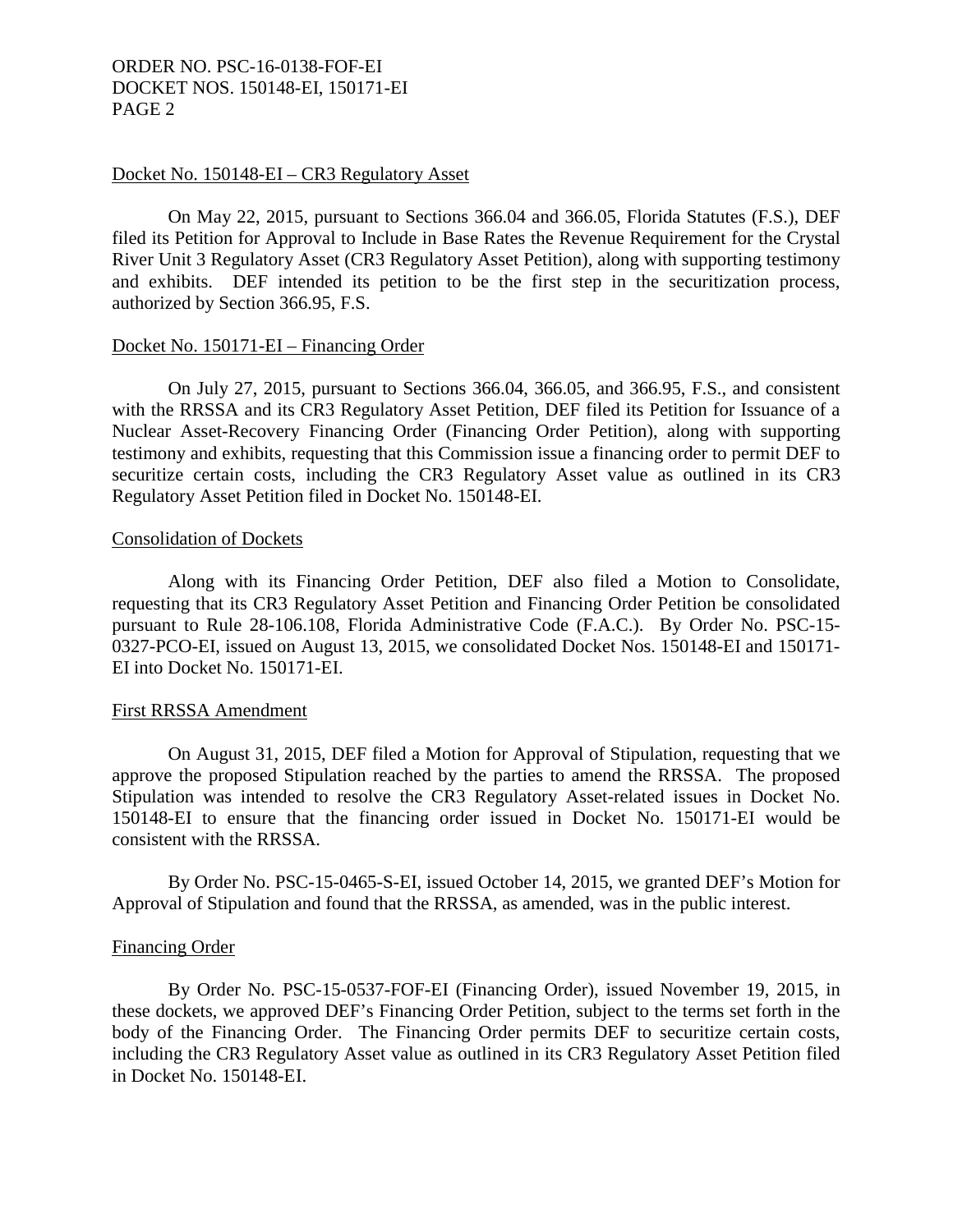Docket No. 150148-EI – CR3 Regulatory Asset

On May 22, 2015, pursuant to Sections 366.04 and 366.05, Florida Statutes (F.S.), DEF filed its Petition for Approval to Include in Base Rates the Revenue Requirement for the Crystal River Unit 3 Regulatory Asset (CR3 Regulatory Asset Petition), along with supporting testimony and exhibits. DEF intended its petition to be the first step in the securitization process, authorized by Section 366.95, F.S.

Docket No. 150171-EI – Financing Order

On July 27, 2015, pursuant to Sections 366.04, 366.05, and 366.95, F.S., and consistent with the RRSSA and its CR3 Regulatory Asset Petition, DEF filed its Petition for Issuance of a Nuclear Asset-Recovery Financing Order (Financing Order Petition), along with supporting testimony and exhibits, requesting that this Commission issue a financing order to permit DEF to securitize certain costs, including the CR3 Regulatory Asset value as outlined in its CR3 Regulatory Asset Petition filed in Docket No. 150148-EI.

Consolidation of Dockets

Along with its Financing Order Petition, DEF also filed a Motion to Consolidate, requesting that its CR3 Regulatory Asset Petition and Financing Order Petition be consolidated pursuant to Rule 28-106.108, Florida Administrative Code (F.A.C.). By Order No. PSC-15-0327-PCO-EI, issued on August 13, 2015, we consolidated Docket Nos. 150148-EI and 150171-EI into Docket No. 150171-EI.

First RRSSA Amendment

On August 31, 2015, DEF filed a Motion for Approval of Stipulation, requesting that we approve the proposed Stipulation reached by the parties to amend the RRSSA. The proposed Stipulation was intended to resolve the CR3 Regulatory Asset-related issues in Docket No. 150148-EI to ensure that the financing order issued in Docket No. 150171-EI would be consistent with the RRSSA.

By Order No. PSC-15-0465-S-EI, issued October 14, 2015, we granted DEF's Motion for Approval of Stipulation and found that the RRSSA, as amended, was in the public interest.

Financing Order

By Order No. PSC-15-0537-FOF-EI (Financing Order), issued November 19, 2015, in these dockets, we approved DEF's Financing Order Petition, subject to the terms set forth in the body of the Financing Order. The Financing Order permits DEF to securitize certain costs, including the CR3 Regulatory Asset value as outlined in its CR3 Regulatory Asset Petition filed in Docket No. 150148-EI.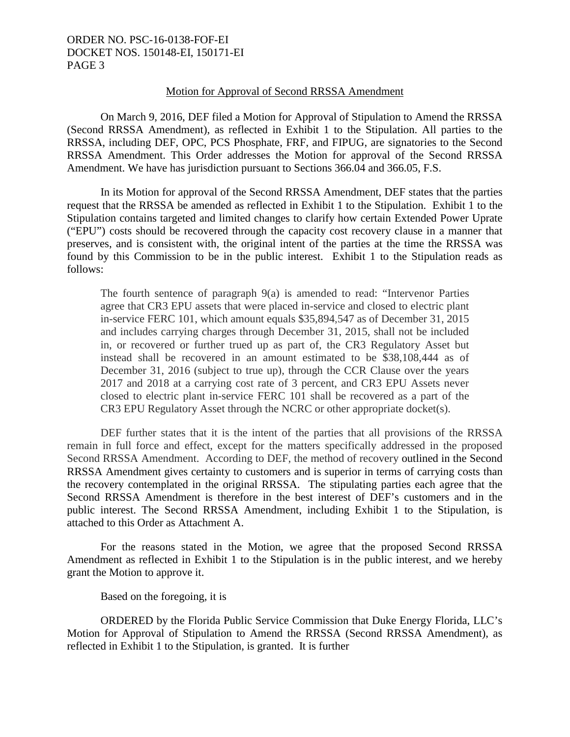## Motion for Approval of Second RRSSA Amendment

On March 9, 2016, DEF filed a Motion for Approval of Stipulation to Amend the RRSSA (Second RRSSA Amendment), as reflected in Exhibit 1 to the Stipulation. All parties to the RRSSA, including DEF, OPC, PCS Phosphate, FRF, and FIPUG, are signatories to the Second RRSSA Amendment. This Order addresses the Motion for approval of the Second RRSSA Amendment. We have has jurisdiction pursuant to Sections 366.04 and 366.05, F.S.

In its Motion for approval of the Second RRSSA Amendment, DEF states that the parties request that the RRSSA be amended as reflected in Exhibit 1 to the Stipulation. Exhibit 1 to the Stipulation contains targeted and limited changes to clarify how certain Extended Power Uprate ("EPU") costs should be recovered through the capacity cost recovery clause in a manner that preserves, and is consistent with, the original intent of the parties at the time the RRSSA was found by this Commission to be in the public interest. Exhibit 1 to the Stipulation reads as follows:

> The fourth sentence of paragraph 9(a) is amended to read: "Intervenor Parties agree that CR3 EPU assets that were placed in-service and closed to electric plant in-service FERC 101, which amount equals $35,894,547 as of December 31, 2015 and includes carrying charges through December 31, 2015, shall not be included in, or recovered or further trued up as part of, the CR3 Regulatory Asset but instead shall be recovered in an amount estimated to be $38,108,444 as of December 31, 2016 (subject to true up), through the CCR Clause over the years 2017 and 2018 at a carrying cost rate of 3 percent, and CR3 EPU Assets never closed to electric plant in-service FERC 101 shall be recovered as a part of the CR3 EPU Regulatory Asset through the NCRC or other appropriate docket(s).

DEF further states that it is the intent of the parties that all provisions of the RRSSA remain in full force and effect, except for the matters specifically addressed in the proposed Second RRSSA Amendment. According to DEF, the method of recovery outlined in the Second RRSSA Amendment gives certainty to customers and is superior in terms of carrying costs than the recovery contemplated in the original RRSSA. The stipulating parties each agree that the Second RRSSA Amendment is therefore in the best interest of DEF's customers and in the public interest. The Second RRSSA Amendment, including Exhibit 1 to the Stipulation, is attached to this Order as Attachment A.

For the reasons stated in the Motion, we agree that the proposed Second RRSSA Amendment as reflected in Exhibit 1 to the Stipulation is in the public interest, and we hereby grant the Motion to approve it.

Based on the foregoing, it is

ORDERED by the Florida Public Service Commission that Duke Energy Florida, LLC's Motion for Approval of Stipulation to Amend the RRSSA (Second RRSSA Amendment), as reflected in Exhibit 1 to the Stipulation, is granted. It is further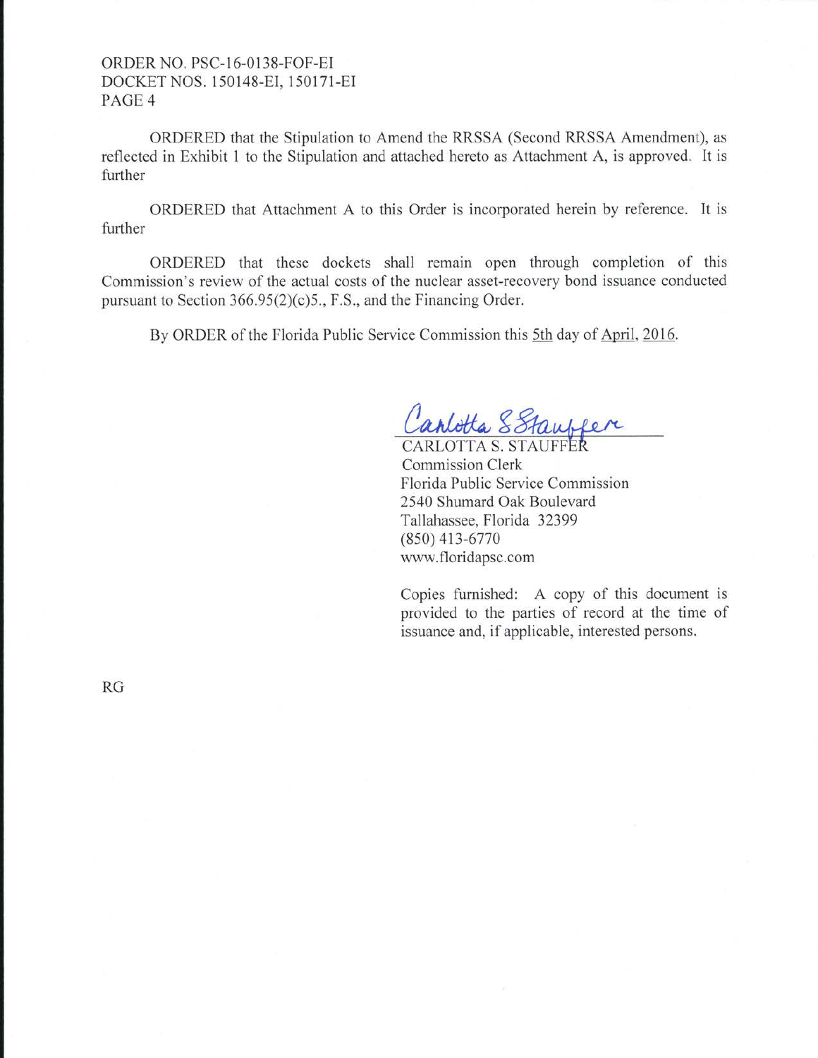ORDERED that the Stipulation to Amend the RRSSA (Second RRSSA Amendment), as reflected in Exhibit 1 to the Stipulation and attached hereto as Attachment A, is approved. It is further

ORDERED that Attachment A to this Order is incorporated herein by reference. It is further

ORDERED that these dockets shall remain open through completion of this Commission's review of the actual costs of the nuclear asset-recovery bond issuance conducted pursuant to Section 366.95(2)(c)5., F.S., and the Financing Order.

By ORDER of the Florida Public Service Commission this 5th day of April, 2016.

Carlotta S. Stauffer

CARLOTTA S. STAUFFER
Commission Clerk
Florida Public Service Commission
2540 Shumard Oak Boulevard
Tallahassee, Florida 32399
(850) 413-6770
www.floridapsc.com

Copies furnished: A copy of this document is provided to the parties of record at the time of issuance and, if applicable, interested persons.

RG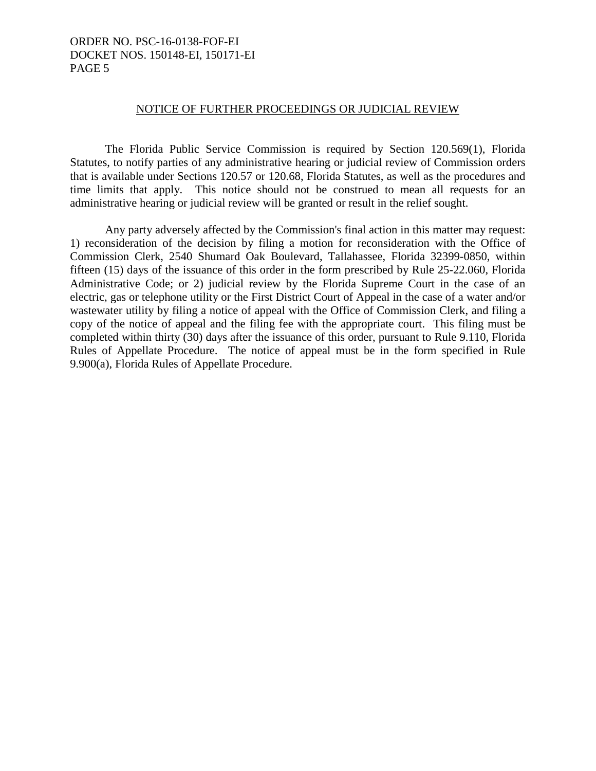## NOTICE OF FURTHER PROCEEDINGS OR JUDICIAL REVIEW

The Florida Public Service Commission is required by Section 120.569(1), Florida Statutes, to notify parties of any administrative hearing or judicial review of Commission orders that is available under Sections 120.57 or 120.68, Florida Statutes, as well as the procedures and time limits that apply. This notice should not be construed to mean all requests for an administrative hearing or judicial review will be granted or result in the relief sought.

Any party adversely affected by the Commission's final action in this matter may request: 1) reconsideration of the decision by filing a motion for reconsideration with the Office of Commission Clerk, 2540 Shumard Oak Boulevard, Tallahassee, Florida 32399-0850, within fifteen (15) days of the issuance of this order in the form prescribed by Rule 25-22.060, Florida Administrative Code; or 2) judicial review by the Florida Supreme Court in the case of an electric, gas or telephone utility or the First District Court of Appeal in the case of a water and/or wastewater utility by filing a notice of appeal with the Office of Commission Clerk, and filing a copy of the notice of appeal and the filing fee with the appropriate court. This filing must be completed within thirty (30) days after the issuance of this order, pursuant to Rule 9.110, Florida Rules of Appellate Procedure. The notice of appeal must be in the form specified in Rule 9.900(a), Florida Rules of Appellate Procedure.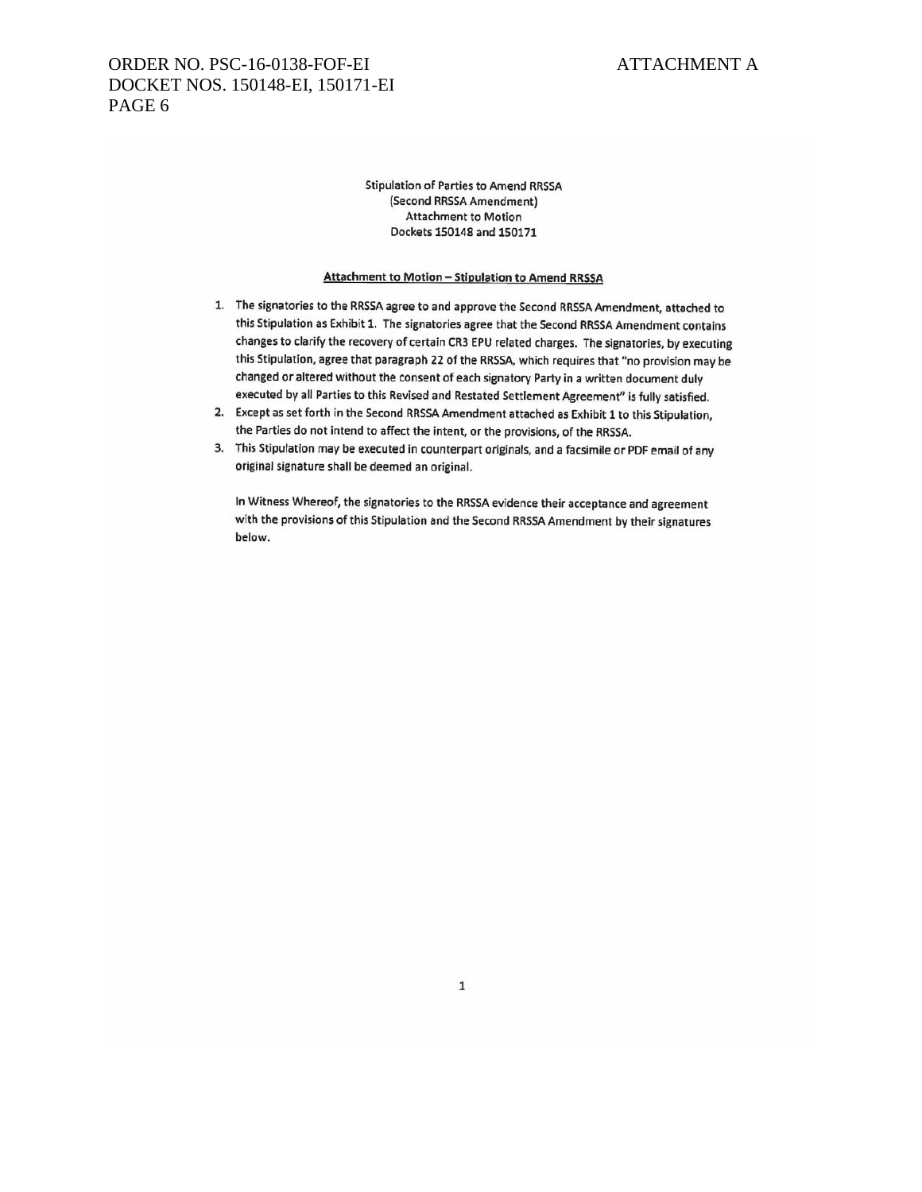Stipulation of Parties to Amend RRSSA
(Second RRSSA Amendment)
Attachment to Motion
Dockets 150148 and 150171

**Attachment to Motion – Stipulation to Amend RRSSA**

1. The signatories to the RRSSA agree to and approve the Second RRSSA Amendment, attached to this Stipulation as Exhibit 1. The signatories agree that the Second RRSSA Amendment contains changes to clarify the recovery of certain CR3 EPU related charges. The signatories, by executing this Stipulation, agree that paragraph 22 of the RRSSA, which requires that "no provision may be changed or altered without the consent of each signatory Party in a written document duly executed by all Parties to this Revised and Restated Settlement Agreement" is fully satisfied.
2. Except as set forth in the Second RRSSA Amendment attached as Exhibit 1 to this Stipulation, the Parties do not intend to affect the intent, or the provisions, of the RRSSA.
3. This Stipulation may be executed in counterpart originals, and a facsimile or PDF email of any original signature shall be deemed an original.

In Witness Whereof, the signatories to the RRSSA evidence their acceptance and agreement with the provisions of this Stipulation and the Second RRSSA Amendment by their signatures below.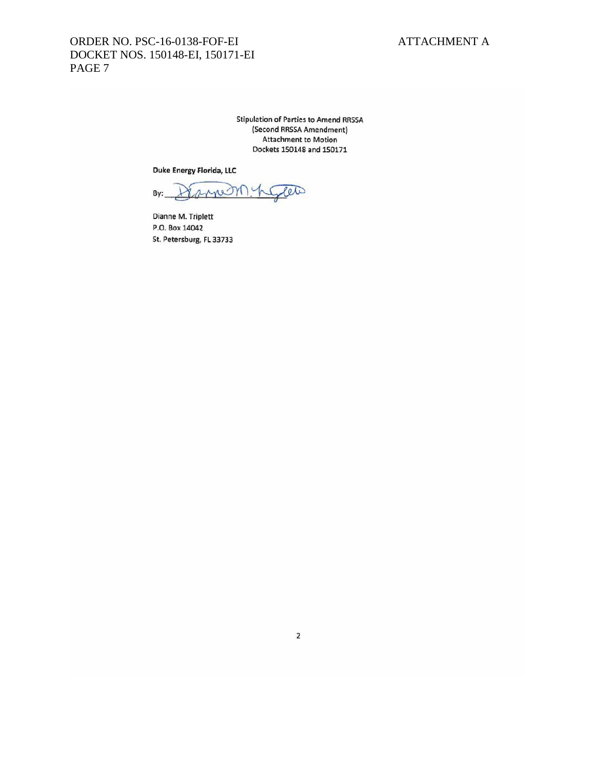Stipulation of Parties to Amend RRSSA
(Second RRSSA Amendment)
Attachment to Motion
Dockets 150148 and 150171

**Duke Energy Florida, LLC**

By: ______________________

Dianne M. Triplett
P.O. Box 14042
St. Petersburg, FL 33733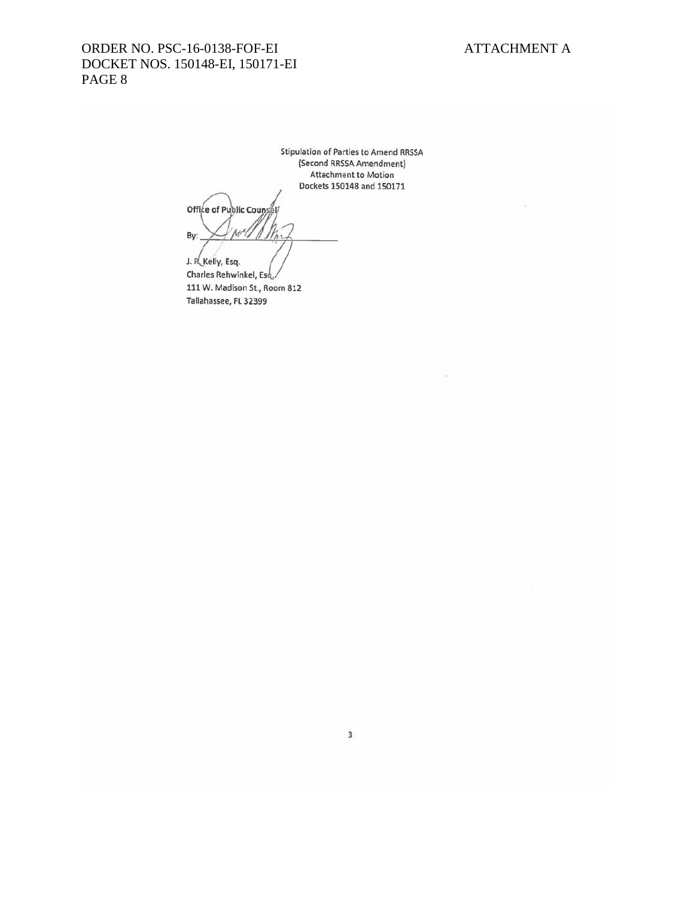Stipulation of Parties to Amend RRSSA
(Second RRSSA Amendment)
Attachment to Motion
Dockets 150148 and 150171

Office of Public Counsel

By: ______________________

J. R. Kelly, Esq.
Charles Rehwinkel, Esq.
111 W. Madison St., Room 812
Tallahassee, FL 32399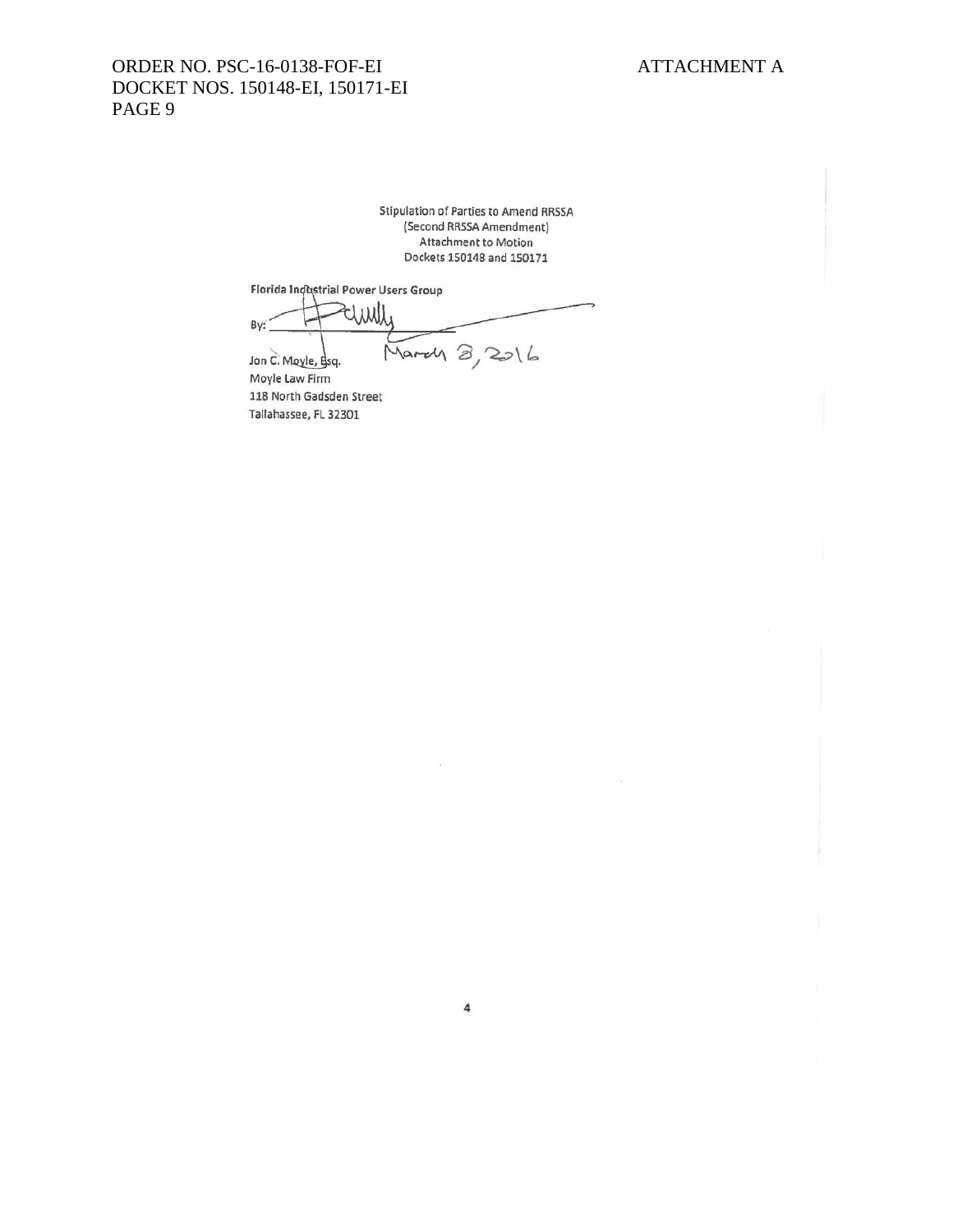Stipulation of Parties to Amend RRSSA
(Second RRSSA Amendment)
Attachment to Motion
Dockets 150148 and 150171

Florida Industrial Power Users Group

By: ______________________

March 3, 2016

Jon C. Moyle, Esq.
Moyle Law Firm
118 North Gadsden Street
Tallahassee, FL 32301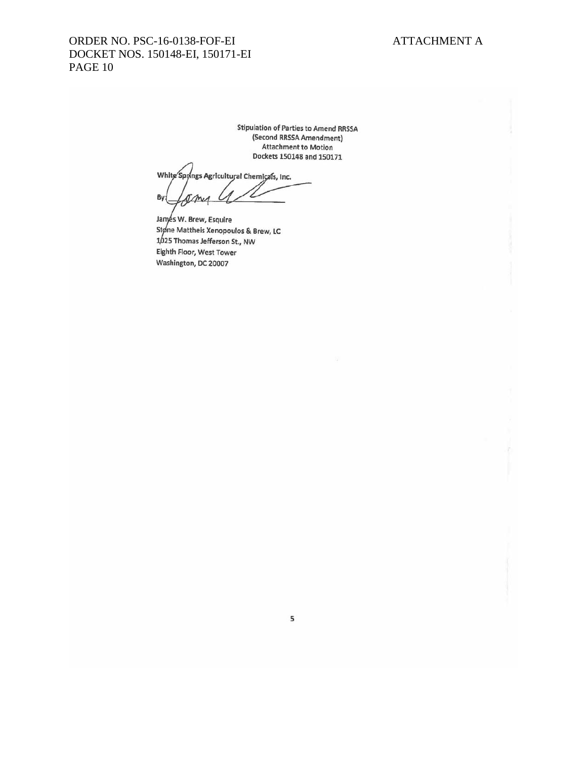Stipulation of Parties to Amend RRSSA
(Second RRSSA Amendment)
Attachment to Motion
Dockets 150148 and 150171

White Springs Agricultural Chemicals, Inc.

By: ______________________

James W. Brew, Esquire
Stone Mattheis Xenopoulos & Brew, LC
1025 Thomas Jefferson St., NW
Eighth Floor, West Tower
Washington, DC 20007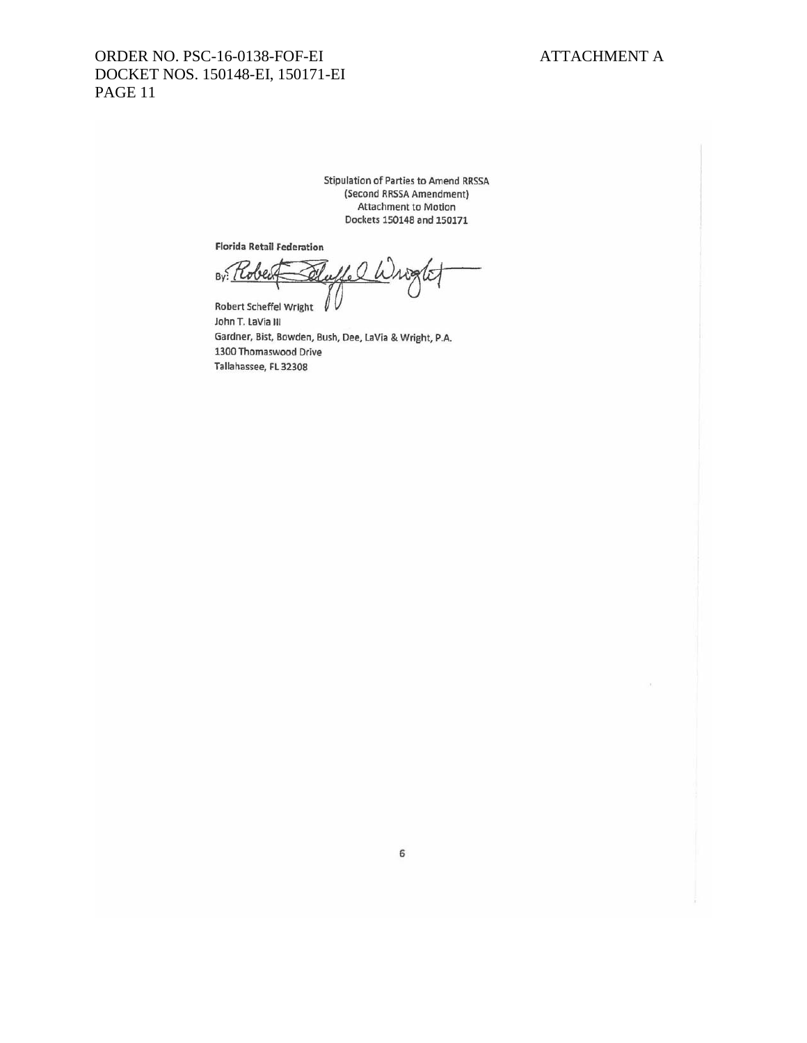Stipulation of Parties to Amend RRSSA
(Second RRSSA Amendment)
Attachment to Motion
Dockets 150148 and 150171

**Florida Retail Federation**

By: ______________________

Robert Scheffel Wright
John T. LaVia III
Gardner, Bist, Bowden, Bush, Dee, LaVia & Wright, P.A.
1300 Thomaswood Drive
Tallahassee, FL 32308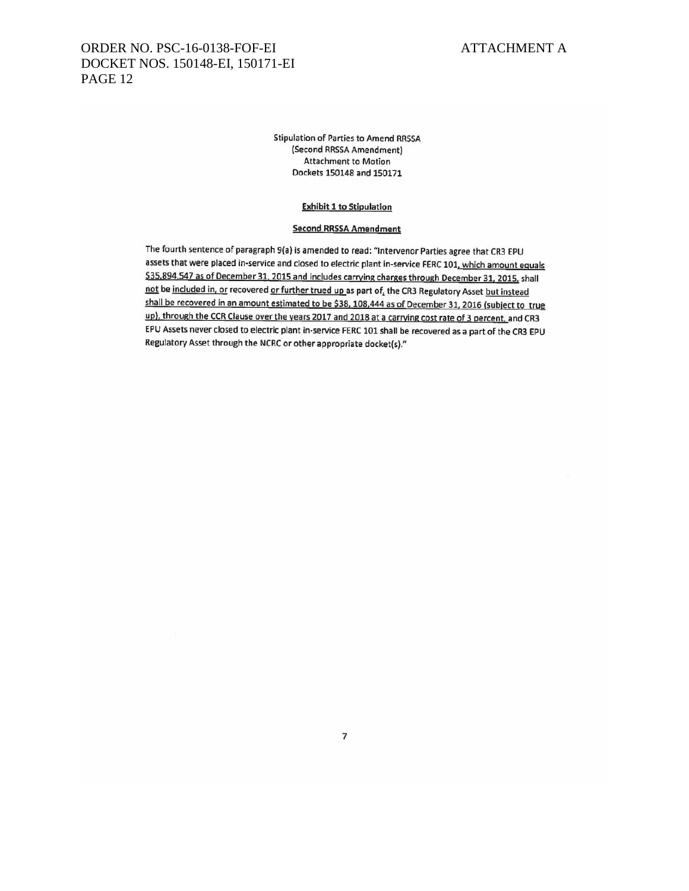Stipulation of Parties to Amend RRSSA
(Second RRSSA Amendment)
Attachment to Motion
Dockets 150148 and 150171

**Exhibit 1 to Stipulation**

**Second RRSSA Amendment**

The fourth sentence of paragraph 9(a) is amended to read: "Intervenor Parties agree that CR3 EPU assets that were placed in-service and closed to electric plant in-service FERC 101, which amount equals $35,894,547 as of December 31, 2015 and includes carrying charges through December 31, 2015, shall not be included in, or recovered or further trued up as part of, the CR3 Regulatory Asset but instead shall be recovered in an amount estimated to be $38, 108,444 as of December 31, 2016 (subject to true up), through the CCR Clause over the years 2017 and 2018 at a carrying cost rate of 3 percent, and CR3 EPU Assets never closed to electric plant in-service FERC 101 shall be recovered as a part of the CR3 EPU Regulatory Asset through the NCRC or other appropriate docket(s)."